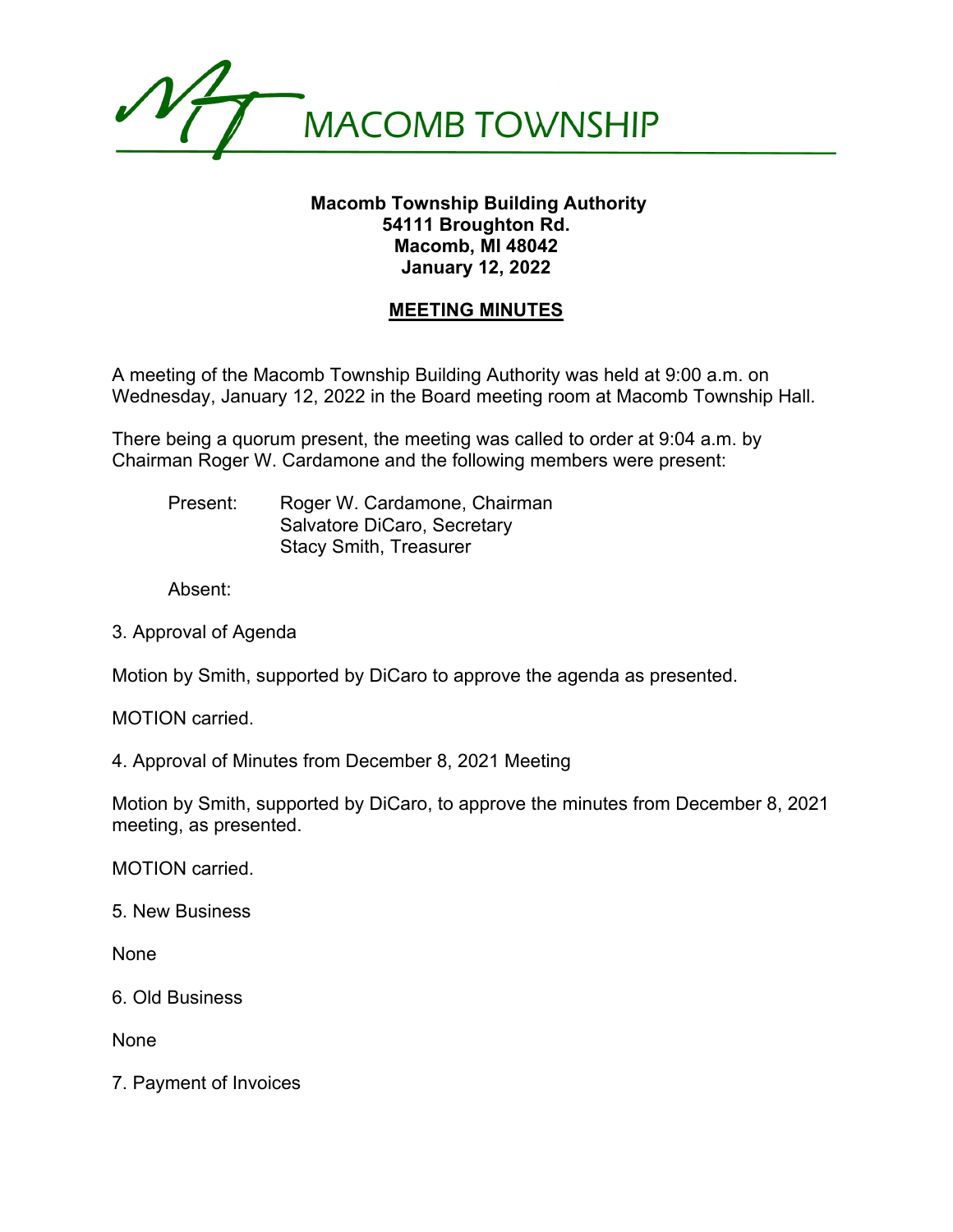# MACOMB TOWNSHIP

**Macomb Township Building Authority**
**54111 Broughton Rd.**
**Macomb, MI 48042**
**January 12, 2022**

## MEETING MINUTES

A meeting of the Macomb Township Building Authority was held at 9:00 a.m. on Wednesday, January 12, 2022 in the Board meeting room at Macomb Township Hall.

There being a quorum present, the meeting was called to order at 9:04 a.m. by Chairman Roger W. Cardamone and the following members were present:

Present: Roger W. Cardamone, Chairman
Salvatore DiCaro, Secretary
Stacy Smith, Treasurer

Absent:

3. Approval of Agenda

Motion by Smith, supported by DiCaro to approve the agenda as presented.

MOTION carried.

4. Approval of Minutes from December 8, 2021 Meeting

Motion by Smith, supported by DiCaro, to approve the minutes from December 8, 2021 meeting, as presented.

MOTION carried.

5. New Business

None

6. Old Business

None

7. Payment of Invoices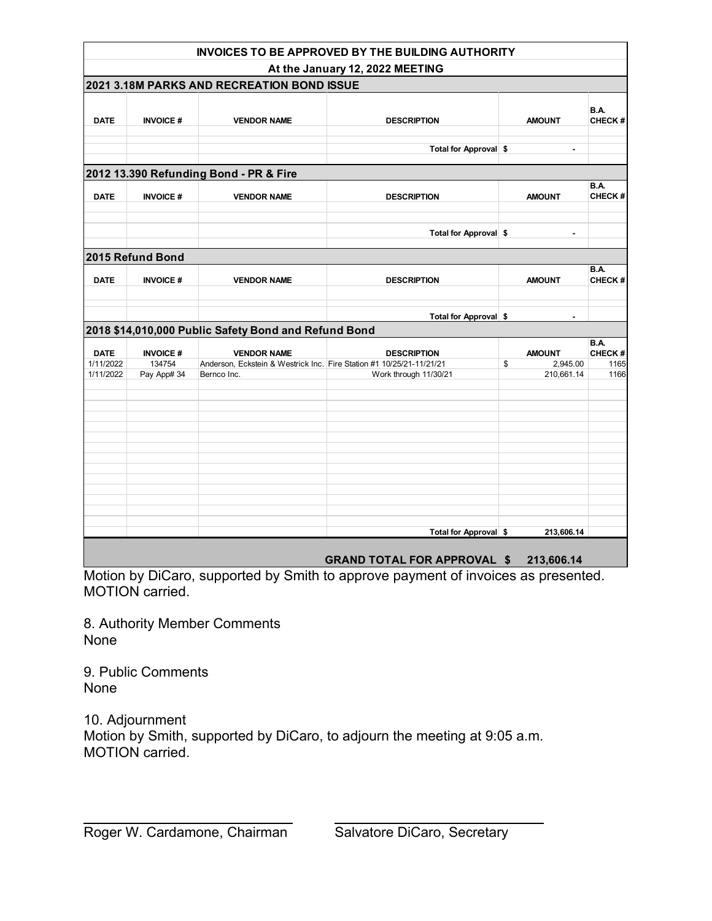## INVOICES TO BE APPROVED BY THE BUILDING AUTHORITY

### At the January 12, 2022 MEETING

### 2021 3.18M PARKS AND RECREATION BOND ISSUE

| DATE | INVOICE # | VENDOR NAME | DESCRIPTION | AMOUNT | B.A. CHECK # |
|---|---|---|---|---|---|
| | | | Total for Approval | $ - | |

### 2012 13.390 Refunding Bond - PR & Fire

| DATE | INVOICE # | VENDOR NAME | DESCRIPTION | AMOUNT | B.A. CHECK # |
|---|---|---|---|---|---|
| | | | Total for Approval | $ - | |

### 2015 Refund Bond

| DATE | INVOICE # | VENDOR NAME | DESCRIPTION | AMOUNT | B.A. CHECK # |
|---|---|---|---|---|---|
| | | | Total for Approval | $ - | |

### 2018 $14,010,000 Public Safety Bond and Refund Bond

| DATE | INVOICE # | VENDOR NAME | DESCRIPTION | AMOUNT | B.A. CHECK # |
|---|---|---|---|---|---|
| 1/11/2022 | 134754 | Anderson, Eckstein & Westrick Inc. | Fire Station #1 10/25/21-11/21/21 | $ 2,945.00 | 1165 |
| 1/11/2022 | Pay App# 34 | Bernco Inc. | Work through 11/30/21 | 210,661.14 | 1166 |
| | | | Total for Approval | $ 213,606.14 | |

**GRAND TOTAL FOR APPROVAL $ 213,606.14**

Motion by DiCaro, supported by Smith to approve payment of invoices as presented. MOTION carried.

8. Authority Member Comments
None

9. Public Comments
None

10. Adjournment
Motion by Smith, supported by DiCaro, to adjourn the meeting at 9:05 a.m. MOTION carried.

Roger W. Cardamone, Chairman

Salvatore DiCaro, Secretary